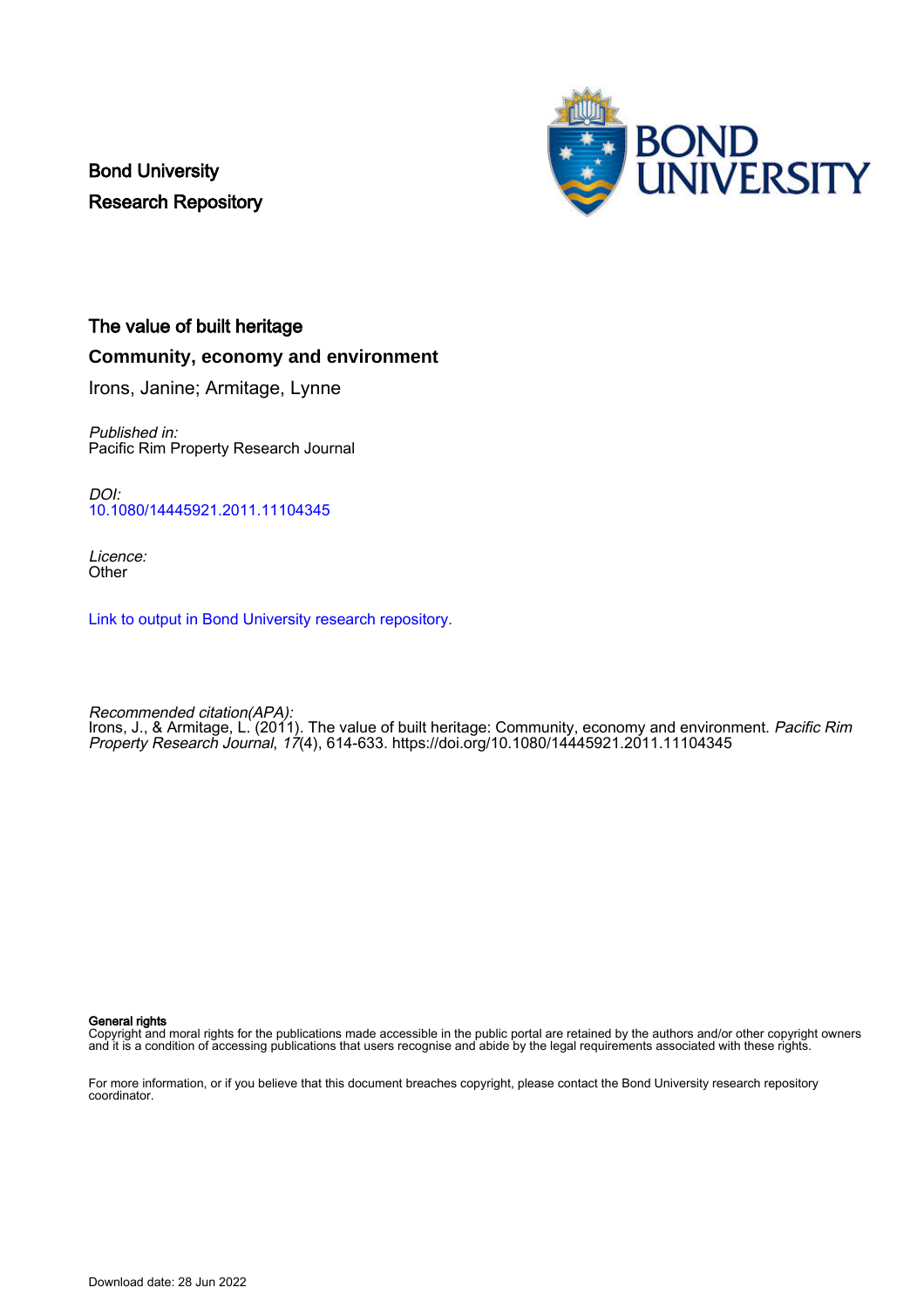Bond University
Research Repository

# The value of built heritage

## Community, economy and environment

Irons, Janine; Armitage, Lynne

*Published in:*
Pacific Rim Property Research Journal

*DOI:*
10.1080/14445921.2011.11104345

*Licence:*
Other

Link to output in Bond University research repository.

*Recommended citation(APA):*
Irons, J., & Armitage, L. (2011). The value of built heritage: Community, economy and environment. *Pacific Rim Property Research Journal*, *17*(4), 614-633. https://doi.org/10.1080/14445921.2011.11104345

**General rights**
Copyright and moral rights for the publications made accessible in the public portal are retained by the authors and/or other copyright owners and it is a condition of accessing publications that users recognise and abide by the legal requirements associated with these rights.

For more information, or if you believe that this document breaches copyright, please contact the Bond University research repository coordinator.

Download date: 28 Jun 2022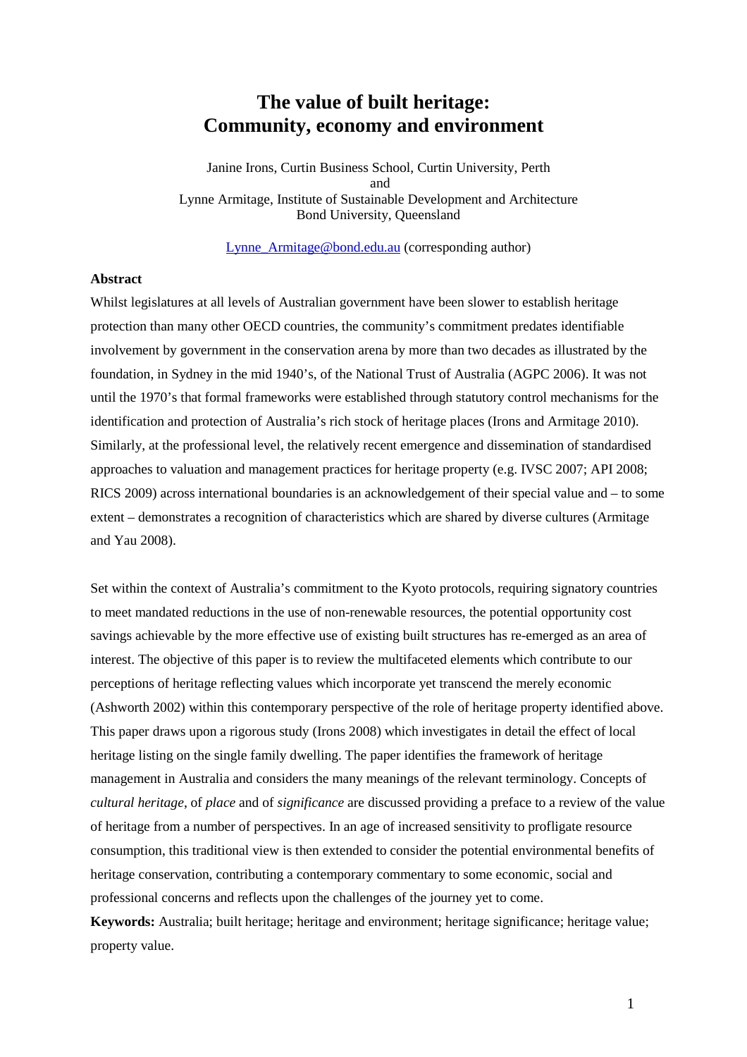# The value of built heritage: Community, economy and environment

Janine Irons, Curtin Business School, Curtin University, Perth
and
Lynne Armitage, Institute of Sustainable Development and Architecture
Bond University, Queensland

Lynne_Armitage@bond.edu.au (corresponding author)

**Abstract**

Whilst legislatures at all levels of Australian government have been slower to establish heritage protection than many other OECD countries, the community's commitment predates identifiable involvement by government in the conservation arena by more than two decades as illustrated by the foundation, in Sydney in the mid 1940's, of the National Trust of Australia (AGPC 2006). It was not until the 1970's that formal frameworks were established through statutory control mechanisms for the identification and protection of Australia's rich stock of heritage places (Irons and Armitage 2010). Similarly, at the professional level, the relatively recent emergence and dissemination of standardised approaches to valuation and management practices for heritage property (e.g. IVSC 2007; API 2008; RICS 2009) across international boundaries is an acknowledgement of their special value and – to some extent – demonstrates a recognition of characteristics which are shared by diverse cultures (Armitage and Yau 2008).

Set within the context of Australia's commitment to the Kyoto protocols, requiring signatory countries to meet mandated reductions in the use of non-renewable resources, the potential opportunity cost savings achievable by the more effective use of existing built structures has re-emerged as an area of interest. The objective of this paper is to review the multifaceted elements which contribute to our perceptions of heritage reflecting values which incorporate yet transcend the merely economic (Ashworth 2002) within this contemporary perspective of the role of heritage property identified above. This paper draws upon a rigorous study (Irons 2008) which investigates in detail the effect of local heritage listing on the single family dwelling. The paper identifies the framework of heritage management in Australia and considers the many meanings of the relevant terminology. Concepts of *cultural heritage*, of *place* and of *significance* are discussed providing a preface to a review of the value of heritage from a number of perspectives. In an age of increased sensitivity to profligate resource consumption, this traditional view is then extended to consider the potential environmental benefits of heritage conservation, contributing a contemporary commentary to some economic, social and professional concerns and reflects upon the challenges of the journey yet to come.

**Keywords:** Australia; built heritage; heritage and environment; heritage significance; heritage value; property value.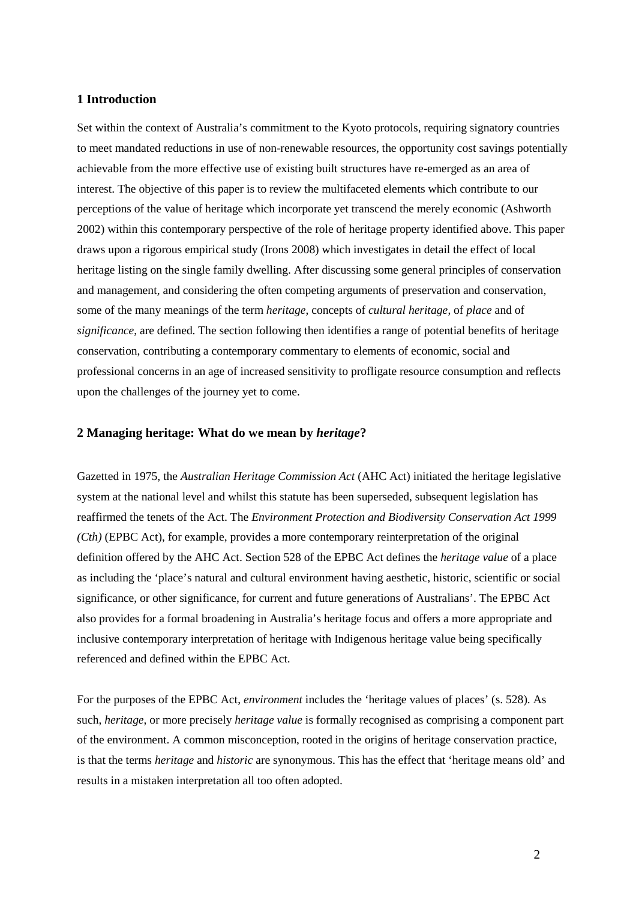## 1 Introduction

Set within the context of Australia's commitment to the Kyoto protocols, requiring signatory countries to meet mandated reductions in use of non-renewable resources, the opportunity cost savings potentially achievable from the more effective use of existing built structures have re-emerged as an area of interest. The objective of this paper is to review the multifaceted elements which contribute to our perceptions of the value of heritage which incorporate yet transcend the merely economic (Ashworth 2002) within this contemporary perspective of the role of heritage property identified above. This paper draws upon a rigorous empirical study (Irons 2008) which investigates in detail the effect of local heritage listing on the single family dwelling. After discussing some general principles of conservation and management, and considering the often competing arguments of preservation and conservation, some of the many meanings of the term *heritage*, concepts of *cultural heritage*, of *place* and of *significance*, are defined. The section following then identifies a range of potential benefits of heritage conservation, contributing a contemporary commentary to elements of economic, social and professional concerns in an age of increased sensitivity to profligate resource consumption and reflects upon the challenges of the journey yet to come.

## 2 Managing heritage: What do we mean by *heritage*?

Gazetted in 1975, the *Australian Heritage Commission Act* (AHC Act) initiated the heritage legislative system at the national level and whilst this statute has been superseded, subsequent legislation has reaffirmed the tenets of the Act. The *Environment Protection and Biodiversity Conservation Act 1999 (Cth)* (EPBC Act), for example, provides a more contemporary reinterpretation of the original definition offered by the AHC Act. Section 528 of the EPBC Act defines the *heritage value* of a place as including the 'place's natural and cultural environment having aesthetic, historic, scientific or social significance, or other significance, for current and future generations of Australians'. The EPBC Act also provides for a formal broadening in Australia's heritage focus and offers a more appropriate and inclusive contemporary interpretation of heritage with Indigenous heritage value being specifically referenced and defined within the EPBC Act.

For the purposes of the EPBC Act, *environment* includes the 'heritage values of places' (s. 528). As such, *heritage*, or more precisely *heritage value* is formally recognised as comprising a component part of the environment. A common misconception, rooted in the origins of heritage conservation practice, is that the terms *heritage* and *historic* are synonymous. This has the effect that 'heritage means old' and results in a mistaken interpretation all too often adopted.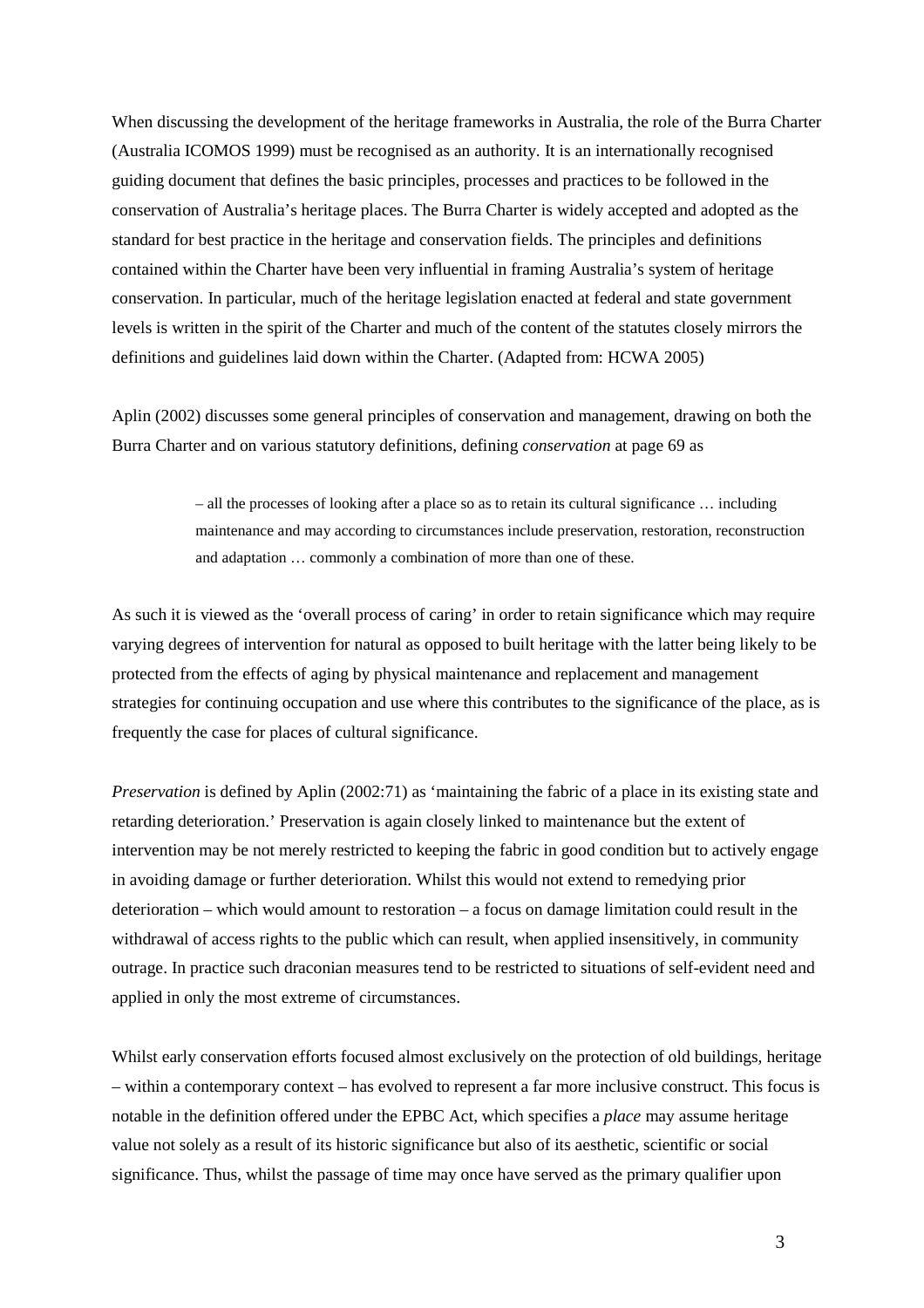When discussing the development of the heritage frameworks in Australia, the role of the Burra Charter (Australia ICOMOS 1999) must be recognised as an authority. It is an internationally recognised guiding document that defines the basic principles, processes and practices to be followed in the conservation of Australia's heritage places. The Burra Charter is widely accepted and adopted as the standard for best practice in the heritage and conservation fields. The principles and definitions contained within the Charter have been very influential in framing Australia's system of heritage conservation. In particular, much of the heritage legislation enacted at federal and state government levels is written in the spirit of the Charter and much of the content of the statutes closely mirrors the definitions and guidelines laid down within the Charter. (Adapted from: HCWA 2005)

Aplin (2002) discusses some general principles of conservation and management, drawing on both the Burra Charter and on various statutory definitions, defining *conservation* at page 69 as

> – all the processes of looking after a place so as to retain its cultural significance … including maintenance and may according to circumstances include preservation, restoration, reconstruction and adaptation … commonly a combination of more than one of these.

As such it is viewed as the 'overall process of caring' in order to retain significance which may require varying degrees of intervention for natural as opposed to built heritage with the latter being likely to be protected from the effects of aging by physical maintenance and replacement and management strategies for continuing occupation and use where this contributes to the significance of the place, as is frequently the case for places of cultural significance.

*Preservation* is defined by Aplin (2002:71) as 'maintaining the fabric of a place in its existing state and retarding deterioration.' Preservation is again closely linked to maintenance but the extent of intervention may be not merely restricted to keeping the fabric in good condition but to actively engage in avoiding damage or further deterioration. Whilst this would not extend to remedying prior deterioration – which would amount to restoration – a focus on damage limitation could result in the withdrawal of access rights to the public which can result, when applied insensitively, in community outrage. In practice such draconian measures tend to be restricted to situations of self-evident need and applied in only the most extreme of circumstances.

Whilst early conservation efforts focused almost exclusively on the protection of old buildings, heritage – within a contemporary context – has evolved to represent a far more inclusive construct. This focus is notable in the definition offered under the EPBC Act, which specifies a *place* may assume heritage value not solely as a result of its historic significance but also of its aesthetic, scientific or social significance. Thus, whilst the passage of time may once have served as the primary qualifier upon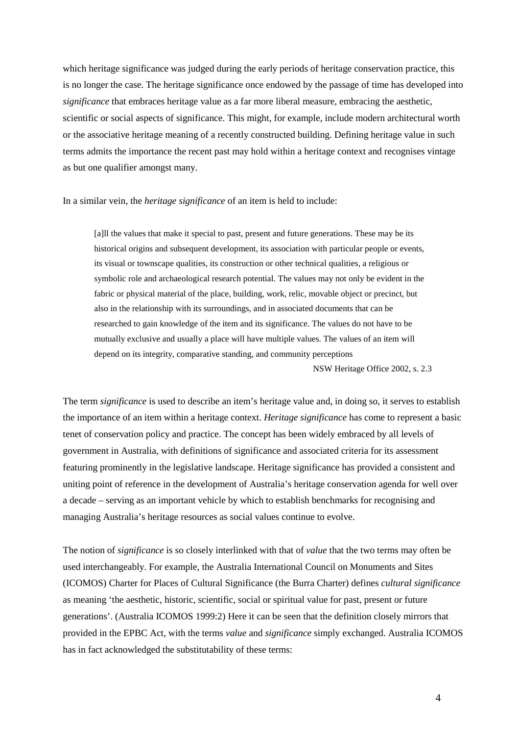which heritage significance was judged during the early periods of heritage conservation practice, this is no longer the case. The heritage significance once endowed by the passage of time has developed into *significance* that embraces heritage value as a far more liberal measure, embracing the aesthetic, scientific or social aspects of significance. This might, for example, include modern architectural worth or the associative heritage meaning of a recently constructed building. Defining heritage value in such terms admits the importance the recent past may hold within a heritage context and recognises vintage as but one qualifier amongst many.

In a similar vein, the *heritage significance* of an item is held to include:

> [a]ll the values that make it special to past, present and future generations. These may be its historical origins and subsequent development, its association with particular people or events, its visual or townscape qualities, its construction or other technical qualities, a religious or symbolic role and archaeological research potential. The values may not only be evident in the fabric or physical material of the place, building, work, relic, movable object or precinct, but also in the relationship with its surroundings, and in associated documents that can be researched to gain knowledge of the item and its significance. The values do not have to be mutually exclusive and usually a place will have multiple values. The values of an item will depend on its integrity, comparative standing, and community perceptions
>
> NSW Heritage Office 2002, s. 2.3

The term *significance* is used to describe an item's heritage value and, in doing so, it serves to establish the importance of an item within a heritage context. *Heritage significance* has come to represent a basic tenet of conservation policy and practice. The concept has been widely embraced by all levels of government in Australia, with definitions of significance and associated criteria for its assessment featuring prominently in the legislative landscape. Heritage significance has provided a consistent and uniting point of reference in the development of Australia's heritage conservation agenda for well over a decade – serving as an important vehicle by which to establish benchmarks for recognising and managing Australia's heritage resources as social values continue to evolve.

The notion of *significance* is so closely interlinked with that of *value* that the two terms may often be used interchangeably. For example, the Australia International Council on Monuments and Sites (ICOMOS) Charter for Places of Cultural Significance (the Burra Charter) defines *cultural significance* as meaning 'the aesthetic, historic, scientific, social or spiritual value for past, present or future generations'. (Australia ICOMOS 1999:2) Here it can be seen that the definition closely mirrors that provided in the EPBC Act, with the terms *value* and *significance* simply exchanged. Australia ICOMOS has in fact acknowledged the substitutability of these terms: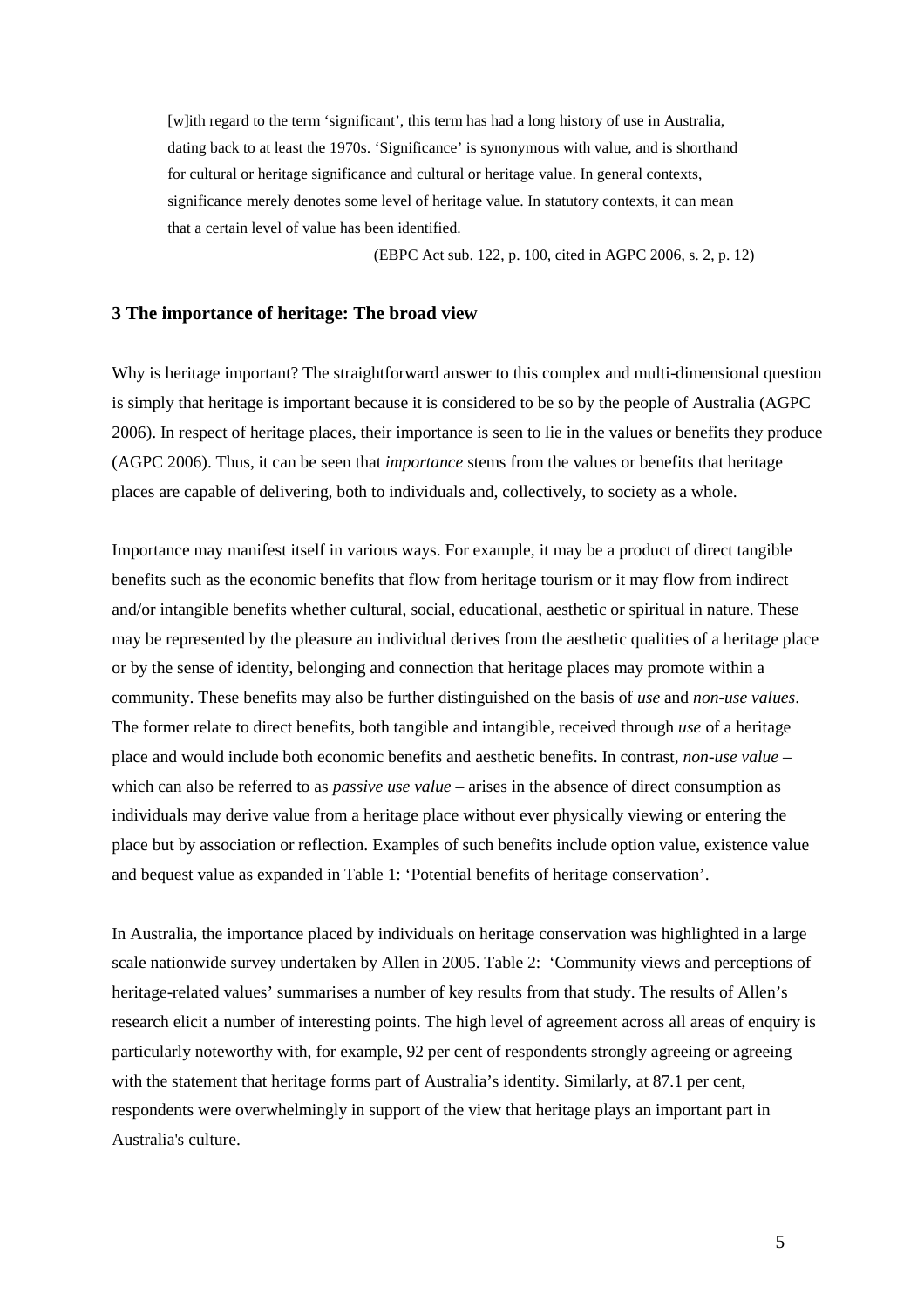> [w]ith regard to the term 'significant', this term has had a long history of use in Australia, dating back to at least the 1970s. 'Significance' is synonymous with value, and is shorthand for cultural or heritage significance and cultural or heritage value. In general contexts, significance merely denotes some level of heritage value. In statutory contexts, it can mean that a certain level of value has been identified.
>
> (EBPC Act sub. 122, p. 100, cited in AGPC 2006, s. 2, p. 12)

### 3 The importance of heritage: The broad view

Why is heritage important? The straightforward answer to this complex and multi-dimensional question is simply that heritage is important because it is considered to be so by the people of Australia (AGPC 2006). In respect of heritage places, their importance is seen to lie in the values or benefits they produce (AGPC 2006). Thus, it can be seen that *importance* stems from the values or benefits that heritage places are capable of delivering, both to individuals and, collectively, to society as a whole.

Importance may manifest itself in various ways. For example, it may be a product of direct tangible benefits such as the economic benefits that flow from heritage tourism or it may flow from indirect and/or intangible benefits whether cultural, social, educational, aesthetic or spiritual in nature. These may be represented by the pleasure an individual derives from the aesthetic qualities of a heritage place or by the sense of identity, belonging and connection that heritage places may promote within a community. These benefits may also be further distinguished on the basis of *use* and *non-use values*. The former relate to direct benefits, both tangible and intangible, received through *use* of a heritage place and would include both economic benefits and aesthetic benefits. In contrast, *non-use value* – which can also be referred to as *passive use value* – arises in the absence of direct consumption as individuals may derive value from a heritage place without ever physically viewing or entering the place but by association or reflection. Examples of such benefits include option value, existence value and bequest value as expanded in Table 1: 'Potential benefits of heritage conservation'.

In Australia, the importance placed by individuals on heritage conservation was highlighted in a large scale nationwide survey undertaken by Allen in 2005. Table 2: 'Community views and perceptions of heritage-related values' summarises a number of key results from that study. The results of Allen's research elicit a number of interesting points. The high level of agreement across all areas of enquiry is particularly noteworthy with, for example, 92 per cent of respondents strongly agreeing or agreeing with the statement that heritage forms part of Australia's identity. Similarly, at 87.1 per cent, respondents were overwhelmingly in support of the view that heritage plays an important part in Australia's culture.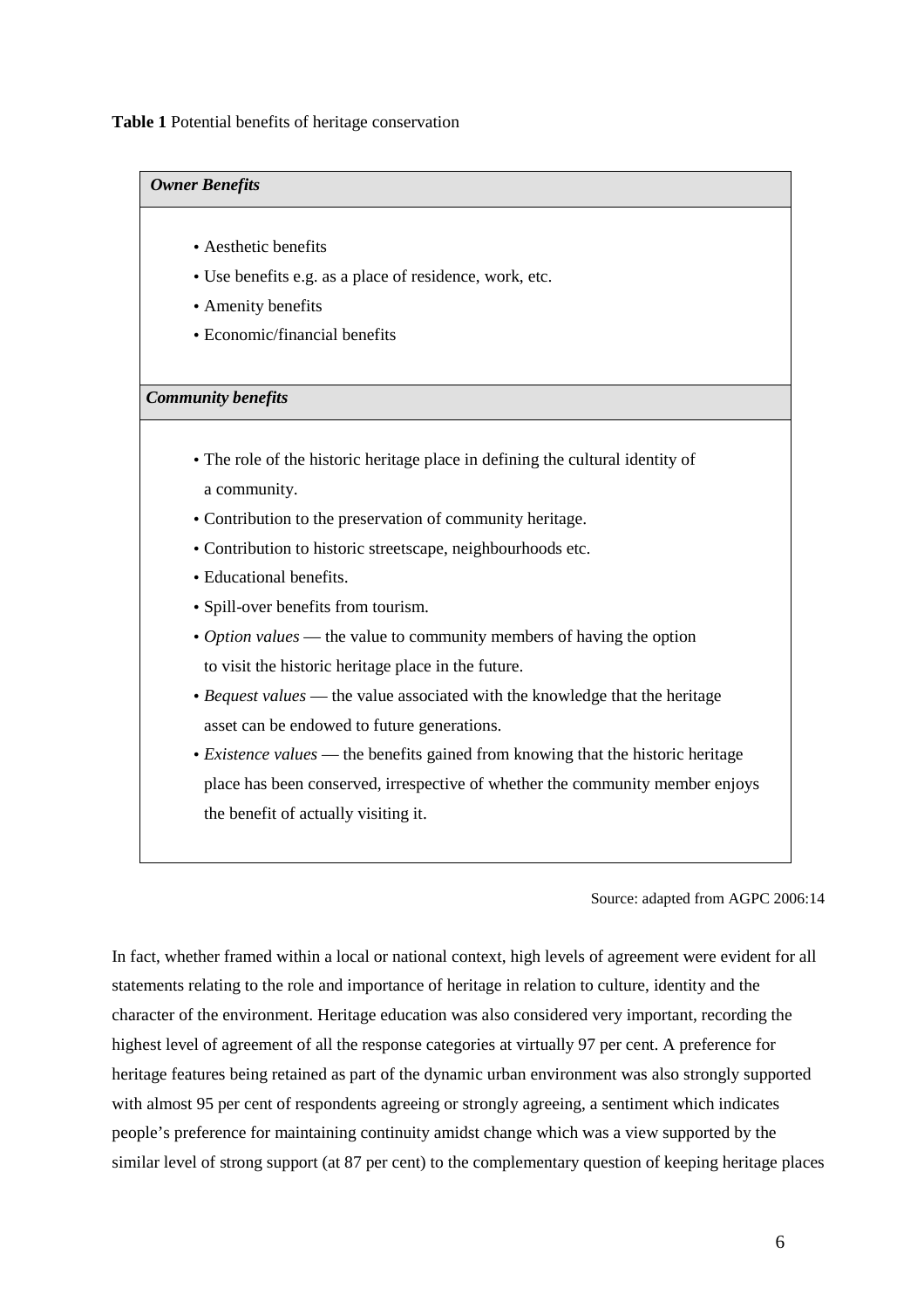**Table 1** Potential benefits of heritage conservation

| *Owner Benefits* |
|---|
| • Aesthetic benefits<br>• Use benefits e.g. as a place of residence, work, etc.<br>• Amenity benefits<br>• Economic/financial benefits |
| ***Community benefits*** |
| • The role of the historic heritage place in defining the cultural identity of a community.<br>• Contribution to the preservation of community heritage.<br>• Contribution to historic streetscape, neighbourhoods etc.<br>• Educational benefits.<br>• Spill-over benefits from tourism.<br>• *Option values* — the value to community members of having the option to visit the historic heritage place in the future.<br>• *Bequest values* — the value associated with the knowledge that the heritage asset can be endowed to future generations.<br>• *Existence values* — the benefits gained from knowing that the historic heritage place has been conserved, irrespective of whether the community member enjoys the benefit of actually visiting it. |

Source: adapted from AGPC 2006:14

In fact, whether framed within a local or national context, high levels of agreement were evident for all statements relating to the role and importance of heritage in relation to culture, identity and the character of the environment. Heritage education was also considered very important, recording the highest level of agreement of all the response categories at virtually 97 per cent. A preference for heritage features being retained as part of the dynamic urban environment was also strongly supported with almost 95 per cent of respondents agreeing or strongly agreeing, a sentiment which indicates people's preference for maintaining continuity amidst change which was a view supported by the similar level of strong support (at 87 per cent) to the complementary question of keeping heritage places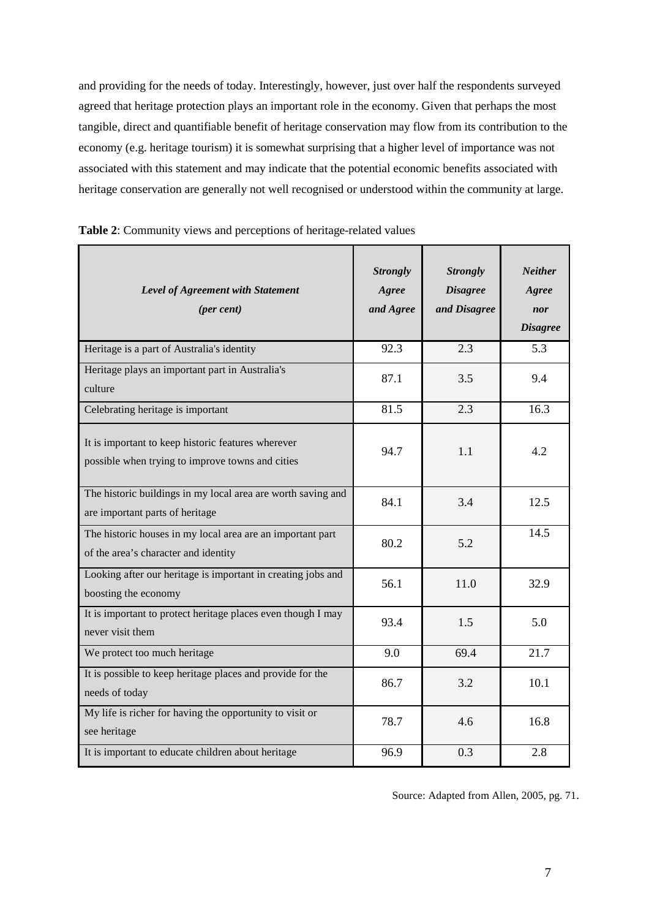and providing for the needs of today. Interestingly, however, just over half the respondents surveyed agreed that heritage protection plays an important role in the economy. Given that perhaps the most tangible, direct and quantifiable benefit of heritage conservation may flow from its contribution to the economy (e.g. heritage tourism) it is somewhat surprising that a higher level of importance was not associated with this statement and may indicate that the potential economic benefits associated with heritage conservation are generally not well recognised or understood within the community at large.

**Table 2**: Community views and perceptions of heritage-related values

| *Level of Agreement with Statement (per cent)* | *Strongly Agree and Agree* | *Strongly Disagree and Disagree* | *Neither Agree nor Disagree* |
|---|---|---|---|
| Heritage is a part of Australia's identity | 92.3 | 2.3 | 5.3 |
| Heritage plays an important part in Australia's culture | 87.1 | 3.5 | 9.4 |
| Celebrating heritage is important | 81.5 | 2.3 | 16.3 |
| It is important to keep historic features wherever possible when trying to improve towns and cities | 94.7 | 1.1 | 4.2 |
| The historic buildings in my local area are worth saving and are important parts of heritage | 84.1 | 3.4 | 12.5 |
| The historic houses in my local area are an important part of the area's character and identity | 80.2 | 5.2 | 14.5 |
| Looking after our heritage is important in creating jobs and boosting the economy | 56.1 | 11.0 | 32.9 |
| It is important to protect heritage places even though I may never visit them | 93.4 | 1.5 | 5.0 |
| We protect too much heritage | 9.0 | 69.4 | 21.7 |
| It is possible to keep heritage places and provide for the needs of today | 86.7 | 3.2 | 10.1 |
| My life is richer for having the opportunity to visit or see heritage | 78.7 | 4.6 | 16.8 |
| It is important to educate children about heritage | 96.9 | 0.3 | 2.8 |

Source: Adapted from Allen, 2005, pg. 71.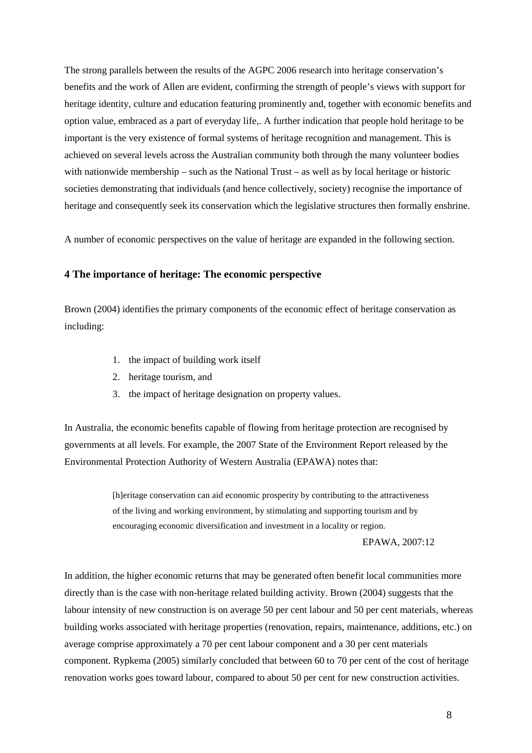The strong parallels between the results of the AGPC 2006 research into heritage conservation's benefits and the work of Allen are evident, confirming the strength of people's views with support for heritage identity, culture and education featuring prominently and, together with economic benefits and option value, embraced as a part of everyday life,. A further indication that people hold heritage to be important is the very existence of formal systems of heritage recognition and management. This is achieved on several levels across the Australian community both through the many volunteer bodies with nationwide membership – such as the National Trust – as well as by local heritage or historic societies demonstrating that individuals (and hence collectively, society) recognise the importance of heritage and consequently seek its conservation which the legislative structures then formally enshrine.

A number of economic perspectives on the value of heritage are expanded in the following section.

## 4 The importance of heritage: The economic perspective

Brown (2004) identifies the primary components of the economic effect of heritage conservation as including:

1. the impact of building work itself
2. heritage tourism, and
3. the impact of heritage designation on property values.

In Australia, the economic benefits capable of flowing from heritage protection are recognised by governments at all levels. For example, the 2007 State of the Environment Report released by the Environmental Protection Authority of Western Australia (EPAWA) notes that:

> [h]eritage conservation can aid economic prosperity by contributing to the attractiveness of the living and working environment, by stimulating and supporting tourism and by encouraging economic diversification and investment in a locality or region.
>
> EPAWA, 2007:12

In addition, the higher economic returns that may be generated often benefit local communities more directly than is the case with non-heritage related building activity. Brown (2004) suggests that the labour intensity of new construction is on average 50 per cent labour and 50 per cent materials, whereas building works associated with heritage properties (renovation, repairs, maintenance, additions, etc.) on average comprise approximately a 70 per cent labour component and a 30 per cent materials component. Rypkema (2005) similarly concluded that between 60 to 70 per cent of the cost of heritage renovation works goes toward labour, compared to about 50 per cent for new construction activities.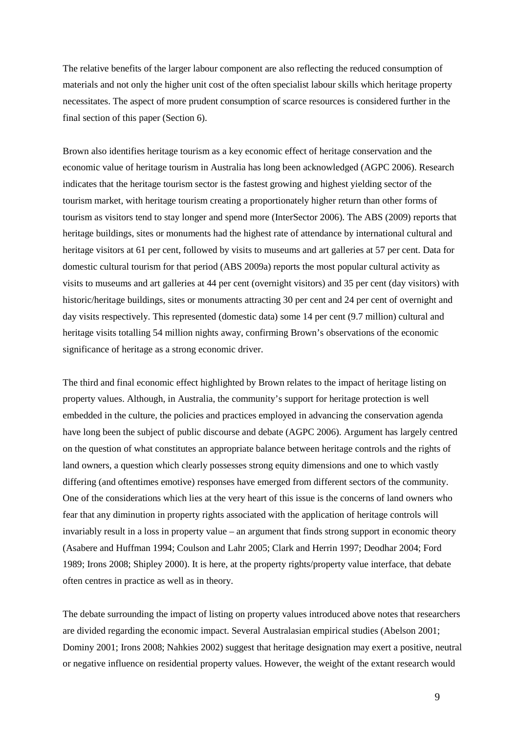The relative benefits of the larger labour component are also reflecting the reduced consumption of materials and not only the higher unit cost of the often specialist labour skills which heritage property necessitates. The aspect of more prudent consumption of scarce resources is considered further in the final section of this paper (Section 6).

Brown also identifies heritage tourism as a key economic effect of heritage conservation and the economic value of heritage tourism in Australia has long been acknowledged (AGPC 2006). Research indicates that the heritage tourism sector is the fastest growing and highest yielding sector of the tourism market, with heritage tourism creating a proportionately higher return than other forms of tourism as visitors tend to stay longer and spend more (InterSector 2006). The ABS (2009) reports that heritage buildings, sites or monuments had the highest rate of attendance by international cultural and heritage visitors at 61 per cent, followed by visits to museums and art galleries at 57 per cent. Data for domestic cultural tourism for that period (ABS 2009a) reports the most popular cultural activity as visits to museums and art galleries at 44 per cent (overnight visitors) and 35 per cent (day visitors) with historic/heritage buildings, sites or monuments attracting 30 per cent and 24 per cent of overnight and day visits respectively. This represented (domestic data) some 14 per cent (9.7 million) cultural and heritage visits totalling 54 million nights away, confirming Brown's observations of the economic significance of heritage as a strong economic driver.

The third and final economic effect highlighted by Brown relates to the impact of heritage listing on property values. Although, in Australia, the community's support for heritage protection is well embedded in the culture, the policies and practices employed in advancing the conservation agenda have long been the subject of public discourse and debate (AGPC 2006). Argument has largely centred on the question of what constitutes an appropriate balance between heritage controls and the rights of land owners, a question which clearly possesses strong equity dimensions and one to which vastly differing (and oftentimes emotive) responses have emerged from different sectors of the community. One of the considerations which lies at the very heart of this issue is the concerns of land owners who fear that any diminution in property rights associated with the application of heritage controls will invariably result in a loss in property value – an argument that finds strong support in economic theory (Asabere and Huffman 1994; Coulson and Lahr 2005; Clark and Herrin 1997; Deodhar 2004; Ford 1989; Irons 2008; Shipley 2000). It is here, at the property rights/property value interface, that debate often centres in practice as well as in theory.

The debate surrounding the impact of listing on property values introduced above notes that researchers are divided regarding the economic impact. Several Australasian empirical studies (Abelson 2001; Dominy 2001; Irons 2008; Nahkies 2002) suggest that heritage designation may exert a positive, neutral or negative influence on residential property values. However, the weight of the extant research would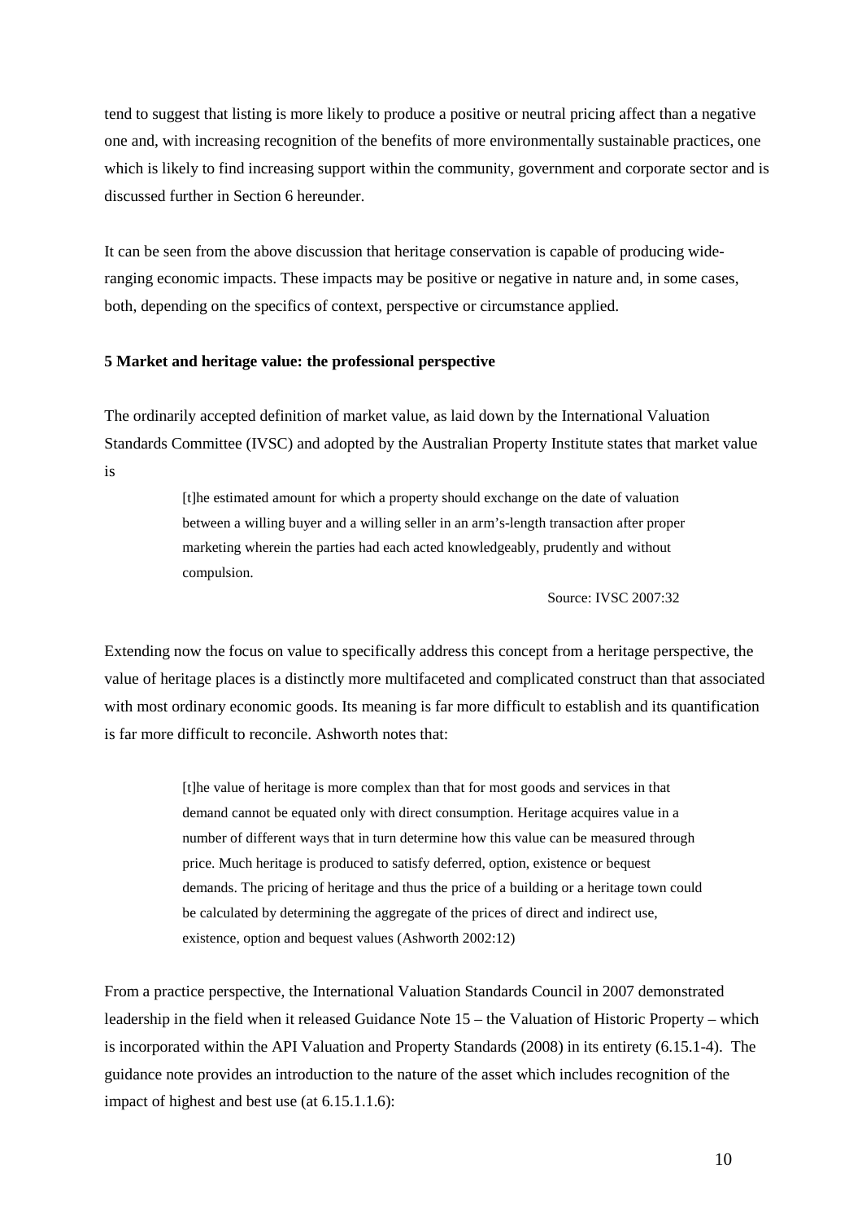tend to suggest that listing is more likely to produce a positive or neutral pricing affect than a negative one and, with increasing recognition of the benefits of more environmentally sustainable practices, one which is likely to find increasing support within the community, government and corporate sector and is discussed further in Section 6 hereunder.

It can be seen from the above discussion that heritage conservation is capable of producing wide-ranging economic impacts. These impacts may be positive or negative in nature and, in some cases, both, depending on the specifics of context, perspective or circumstance applied.

## 5 Market and heritage value: the professional perspective

The ordinarily accepted definition of market value, as laid down by the International Valuation Standards Committee (IVSC) and adopted by the Australian Property Institute states that market value is

> [t]he estimated amount for which a property should exchange on the date of valuation between a willing buyer and a willing seller in an arm's-length transaction after proper marketing wherein the parties had each acted knowledgeably, prudently and without compulsion.
>
> Source: IVSC 2007:32

Extending now the focus on value to specifically address this concept from a heritage perspective, the value of heritage places is a distinctly more multifaceted and complicated construct than that associated with most ordinary economic goods. Its meaning is far more difficult to establish and its quantification is far more difficult to reconcile. Ashworth notes that:

> [t]he value of heritage is more complex than that for most goods and services in that demand cannot be equated only with direct consumption. Heritage acquires value in a number of different ways that in turn determine how this value can be measured through price. Much heritage is produced to satisfy deferred, option, existence or bequest demands. The pricing of heritage and thus the price of a building or a heritage town could be calculated by determining the aggregate of the prices of direct and indirect use, existence, option and bequest values (Ashworth 2002:12)

From a practice perspective, the International Valuation Standards Council in 2007 demonstrated leadership in the field when it released Guidance Note 15 – the Valuation of Historic Property – which is incorporated within the API Valuation and Property Standards (2008) in its entirety (6.15.1-4). The guidance note provides an introduction to the nature of the asset which includes recognition of the impact of highest and best use (at 6.15.1.1.6):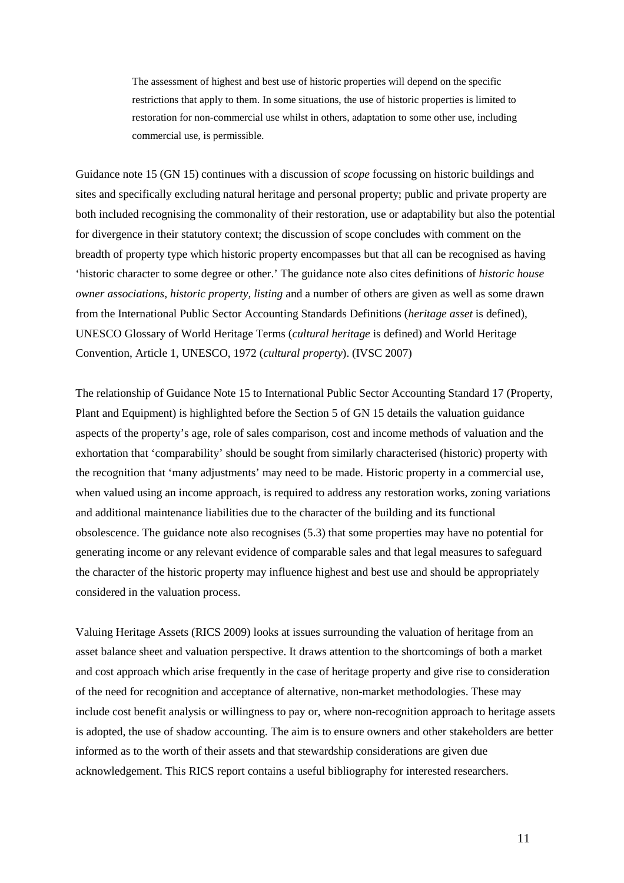> The assessment of highest and best use of historic properties will depend on the specific restrictions that apply to them. In some situations, the use of historic properties is limited to restoration for non-commercial use whilst in others, adaptation to some other use, including commercial use, is permissible.

Guidance note 15 (GN 15) continues with a discussion of *scope* focussing on historic buildings and sites and specifically excluding natural heritage and personal property; public and private property are both included recognising the commonality of their restoration, use or adaptability but also the potential for divergence in their statutory context; the discussion of scope concludes with comment on the breadth of property type which historic property encompasses but that all can be recognised as having 'historic character to some degree or other.' The guidance note also cites definitions of *historic house owner associations, historic property, listing* and a number of others are given as well as some drawn from the International Public Sector Accounting Standards Definitions (*heritage asset* is defined), UNESCO Glossary of World Heritage Terms (*cultural heritage* is defined) and World Heritage Convention, Article 1, UNESCO, 1972 (*cultural property*). (IVSC 2007)

The relationship of Guidance Note 15 to International Public Sector Accounting Standard 17 (Property, Plant and Equipment) is highlighted before the Section 5 of GN 15 details the valuation guidance aspects of the property's age, role of sales comparison, cost and income methods of valuation and the exhortation that 'comparability' should be sought from similarly characterised (historic) property with the recognition that 'many adjustments' may need to be made. Historic property in a commercial use, when valued using an income approach, is required to address any restoration works, zoning variations and additional maintenance liabilities due to the character of the building and its functional obsolescence. The guidance note also recognises (5.3) that some properties may have no potential for generating income or any relevant evidence of comparable sales and that legal measures to safeguard the character of the historic property may influence highest and best use and should be appropriately considered in the valuation process.

Valuing Heritage Assets (RICS 2009) looks at issues surrounding the valuation of heritage from an asset balance sheet and valuation perspective. It draws attention to the shortcomings of both a market and cost approach which arise frequently in the case of heritage property and give rise to consideration of the need for recognition and acceptance of alternative, non-market methodologies. These may include cost benefit analysis or willingness to pay or, where non-recognition approach to heritage assets is adopted, the use of shadow accounting. The aim is to ensure owners and other stakeholders are better informed as to the worth of their assets and that stewardship considerations are given due acknowledgement. This RICS report contains a useful bibliography for interested researchers.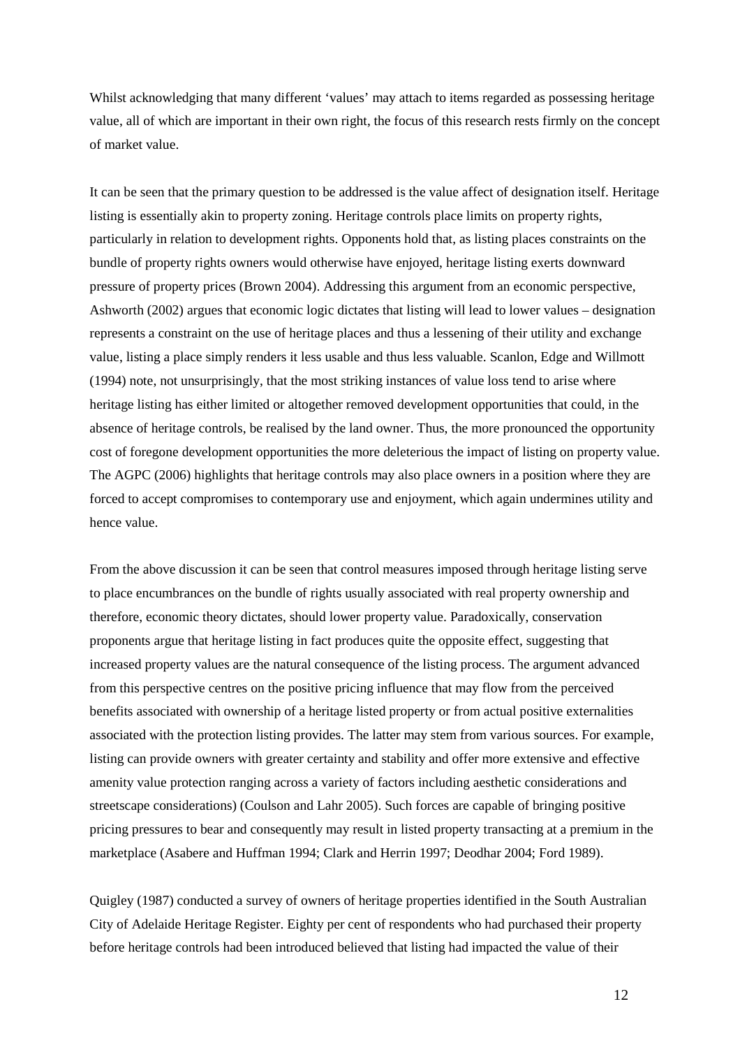Whilst acknowledging that many different 'values' may attach to items regarded as possessing heritage value, all of which are important in their own right, the focus of this research rests firmly on the concept of market value.

It can be seen that the primary question to be addressed is the value affect of designation itself. Heritage listing is essentially akin to property zoning. Heritage controls place limits on property rights, particularly in relation to development rights. Opponents hold that, as listing places constraints on the bundle of property rights owners would otherwise have enjoyed, heritage listing exerts downward pressure of property prices (Brown 2004). Addressing this argument from an economic perspective, Ashworth (2002) argues that economic logic dictates that listing will lead to lower values – designation represents a constraint on the use of heritage places and thus a lessening of their utility and exchange value, listing a place simply renders it less usable and thus less valuable. Scanlon, Edge and Willmott (1994) note, not unsurprisingly, that the most striking instances of value loss tend to arise where heritage listing has either limited or altogether removed development opportunities that could, in the absence of heritage controls, be realised by the land owner. Thus, the more pronounced the opportunity cost of foregone development opportunities the more deleterious the impact of listing on property value. The AGPC (2006) highlights that heritage controls may also place owners in a position where they are forced to accept compromises to contemporary use and enjoyment, which again undermines utility and hence value.

From the above discussion it can be seen that control measures imposed through heritage listing serve to place encumbrances on the bundle of rights usually associated with real property ownership and therefore, economic theory dictates, should lower property value. Paradoxically, conservation proponents argue that heritage listing in fact produces quite the opposite effect, suggesting that increased property values are the natural consequence of the listing process. The argument advanced from this perspective centres on the positive pricing influence that may flow from the perceived benefits associated with ownership of a heritage listed property or from actual positive externalities associated with the protection listing provides. The latter may stem from various sources. For example, listing can provide owners with greater certainty and stability and offer more extensive and effective amenity value protection ranging across a variety of factors including aesthetic considerations and streetscape considerations) (Coulson and Lahr 2005). Such forces are capable of bringing positive pricing pressures to bear and consequently may result in listed property transacting at a premium in the marketplace (Asabere and Huffman 1994; Clark and Herrin 1997; Deodhar 2004; Ford 1989).

Quigley (1987) conducted a survey of owners of heritage properties identified in the South Australian City of Adelaide Heritage Register. Eighty per cent of respondents who had purchased their property before heritage controls had been introduced believed that listing had impacted the value of their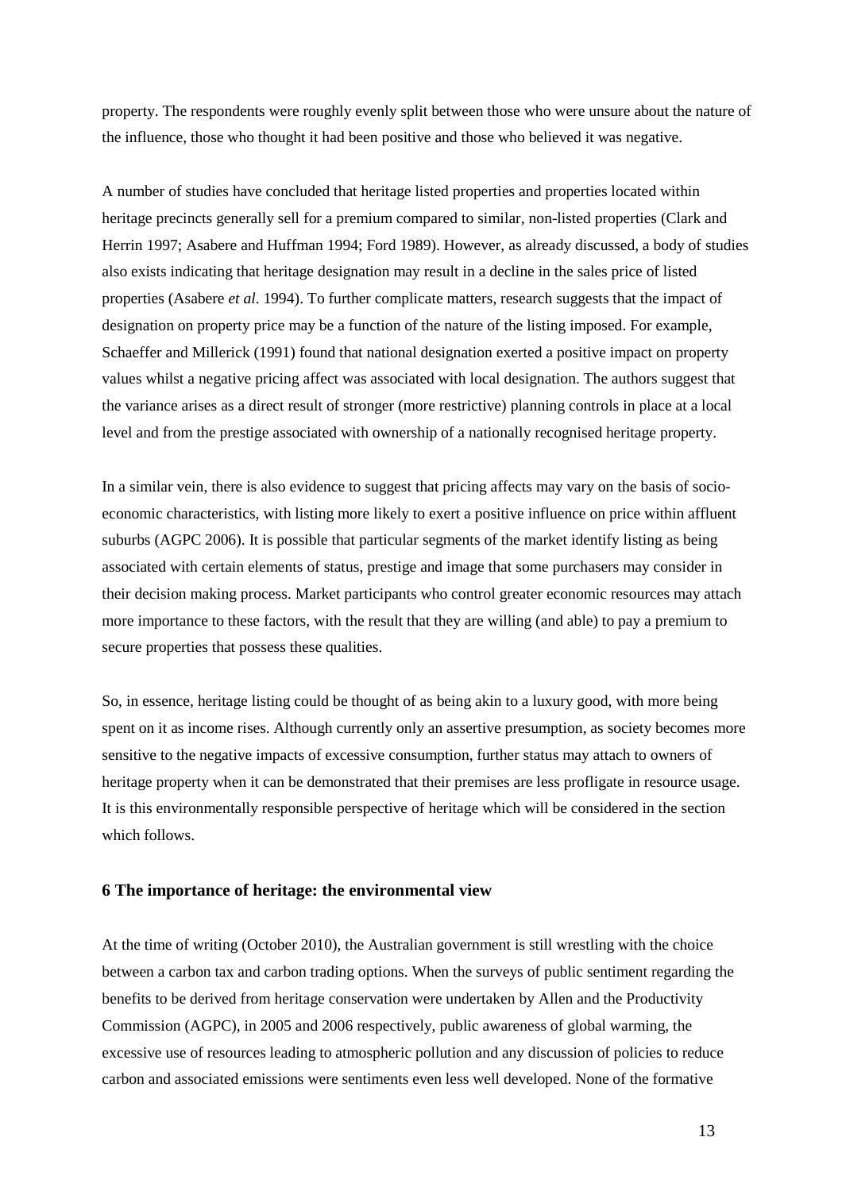property. The respondents were roughly evenly split between those who were unsure about the nature of the influence, those who thought it had been positive and those who believed it was negative.

A number of studies have concluded that heritage listed properties and properties located within heritage precincts generally sell for a premium compared to similar, non-listed properties (Clark and Herrin 1997; Asabere and Huffman 1994; Ford 1989). However, as already discussed, a body of studies also exists indicating that heritage designation may result in a decline in the sales price of listed properties (Asabere *et al*. 1994). To further complicate matters, research suggests that the impact of designation on property price may be a function of the nature of the listing imposed. For example, Schaeffer and Millerick (1991) found that national designation exerted a positive impact on property values whilst a negative pricing affect was associated with local designation. The authors suggest that the variance arises as a direct result of stronger (more restrictive) planning controls in place at a local level and from the prestige associated with ownership of a nationally recognised heritage property.

In a similar vein, there is also evidence to suggest that pricing affects may vary on the basis of socio-economic characteristics, with listing more likely to exert a positive influence on price within affluent suburbs (AGPC 2006). It is possible that particular segments of the market identify listing as being associated with certain elements of status, prestige and image that some purchasers may consider in their decision making process. Market participants who control greater economic resources may attach more importance to these factors, with the result that they are willing (and able) to pay a premium to secure properties that possess these qualities.

So, in essence, heritage listing could be thought of as being akin to a luxury good, with more being spent on it as income rises. Although currently only an assertive presumption, as society becomes more sensitive to the negative impacts of excessive consumption, further status may attach to owners of heritage property when it can be demonstrated that their premises are less profligate in resource usage. It is this environmentally responsible perspective of heritage which will be considered in the section which follows.

## 6 The importance of heritage: the environmental view

At the time of writing (October 2010), the Australian government is still wrestling with the choice between a carbon tax and carbon trading options. When the surveys of public sentiment regarding the benefits to be derived from heritage conservation were undertaken by Allen and the Productivity Commission (AGPC), in 2005 and 2006 respectively, public awareness of global warming, the excessive use of resources leading to atmospheric pollution and any discussion of policies to reduce carbon and associated emissions were sentiments even less well developed. None of the formative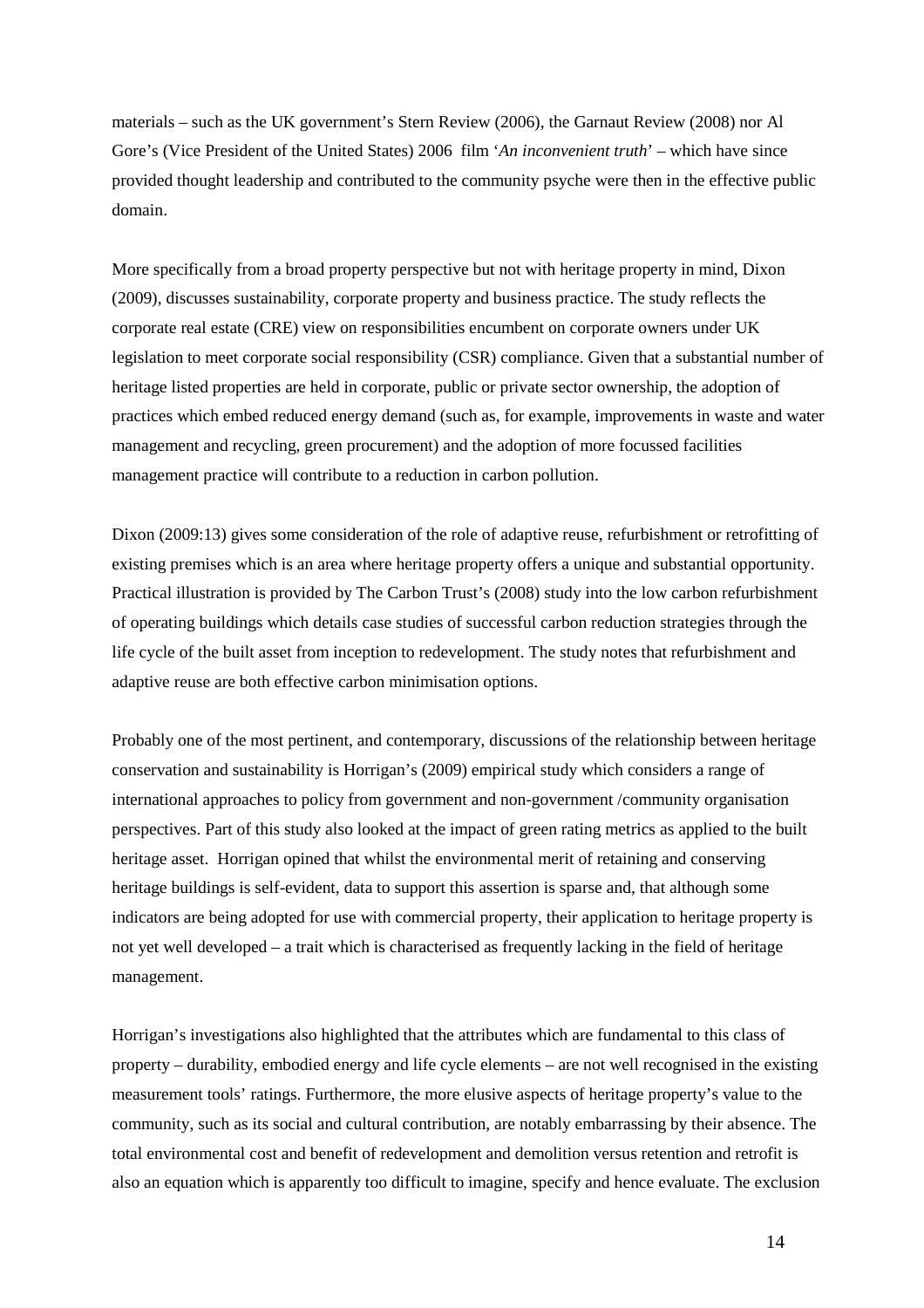materials – such as the UK government's Stern Review (2006), the Garnaut Review (2008) nor Al Gore's (Vice President of the United States) 2006 film '*An inconvenient truth*' – which have since provided thought leadership and contributed to the community psyche were then in the effective public domain.

More specifically from a broad property perspective but not with heritage property in mind, Dixon (2009), discusses sustainability, corporate property and business practice. The study reflects the corporate real estate (CRE) view on responsibilities encumbent on corporate owners under UK legislation to meet corporate social responsibility (CSR) compliance. Given that a substantial number of heritage listed properties are held in corporate, public or private sector ownership, the adoption of practices which embed reduced energy demand (such as, for example, improvements in waste and water management and recycling, green procurement) and the adoption of more focussed facilities management practice will contribute to a reduction in carbon pollution.

Dixon (2009:13) gives some consideration of the role of adaptive reuse, refurbishment or retrofitting of existing premises which is an area where heritage property offers a unique and substantial opportunity. Practical illustration is provided by The Carbon Trust's (2008) study into the low carbon refurbishment of operating buildings which details case studies of successful carbon reduction strategies through the life cycle of the built asset from inception to redevelopment. The study notes that refurbishment and adaptive reuse are both effective carbon minimisation options.

Probably one of the most pertinent, and contemporary, discussions of the relationship between heritage conservation and sustainability is Horrigan's (2009) empirical study which considers a range of international approaches to policy from government and non-government /community organisation perspectives. Part of this study also looked at the impact of green rating metrics as applied to the built heritage asset. Horrigan opined that whilst the environmental merit of retaining and conserving heritage buildings is self-evident, data to support this assertion is sparse and, that although some indicators are being adopted for use with commercial property, their application to heritage property is not yet well developed – a trait which is characterised as frequently lacking in the field of heritage management.

Horrigan's investigations also highlighted that the attributes which are fundamental to this class of property – durability, embodied energy and life cycle elements – are not well recognised in the existing measurement tools' ratings. Furthermore, the more elusive aspects of heritage property's value to the community, such as its social and cultural contribution, are notably embarrassing by their absence. The total environmental cost and benefit of redevelopment and demolition versus retention and retrofit is also an equation which is apparently too difficult to imagine, specify and hence evaluate. The exclusion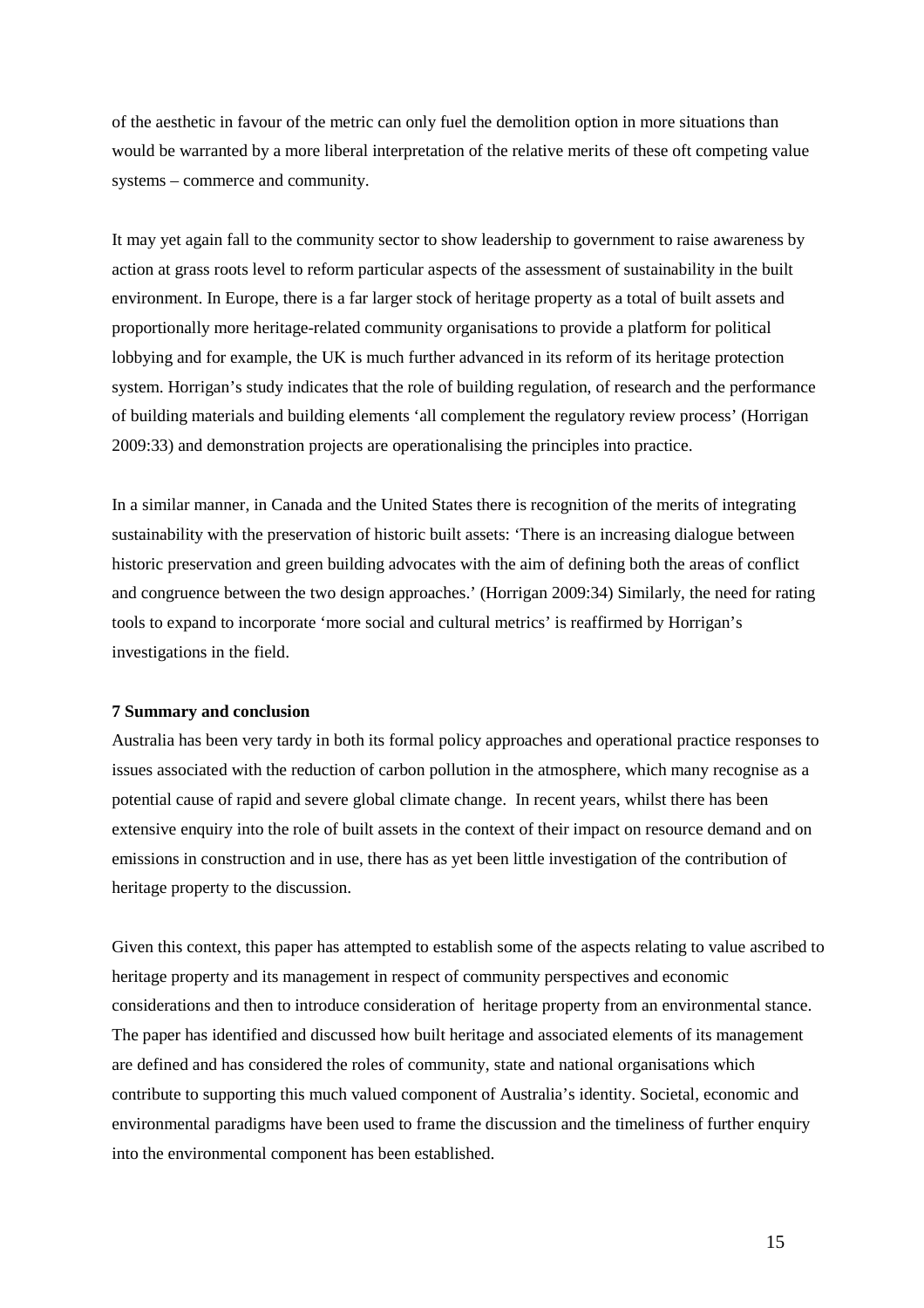of the aesthetic in favour of the metric can only fuel the demolition option in more situations than would be warranted by a more liberal interpretation of the relative merits of these oft competing value systems – commerce and community.

It may yet again fall to the community sector to show leadership to government to raise awareness by action at grass roots level to reform particular aspects of the assessment of sustainability in the built environment. In Europe, there is a far larger stock of heritage property as a total of built assets and proportionally more heritage-related community organisations to provide a platform for political lobbying and for example, the UK is much further advanced in its reform of its heritage protection system. Horrigan's study indicates that the role of building regulation, of research and the performance of building materials and building elements 'all complement the regulatory review process' (Horrigan 2009:33) and demonstration projects are operationalising the principles into practice.

In a similar manner, in Canada and the United States there is recognition of the merits of integrating sustainability with the preservation of historic built assets: 'There is an increasing dialogue between historic preservation and green building advocates with the aim of defining both the areas of conflict and congruence between the two design approaches.' (Horrigan 2009:34) Similarly, the need for rating tools to expand to incorporate 'more social and cultural metrics' is reaffirmed by Horrigan's investigations in the field.

## 7 Summary and conclusion

Australia has been very tardy in both its formal policy approaches and operational practice responses to issues associated with the reduction of carbon pollution in the atmosphere, which many recognise as a potential cause of rapid and severe global climate change. In recent years, whilst there has been extensive enquiry into the role of built assets in the context of their impact on resource demand and on emissions in construction and in use, there has as yet been little investigation of the contribution of heritage property to the discussion.

Given this context, this paper has attempted to establish some of the aspects relating to value ascribed to heritage property and its management in respect of community perspectives and economic considerations and then to introduce consideration of heritage property from an environmental stance. The paper has identified and discussed how built heritage and associated elements of its management are defined and has considered the roles of community, state and national organisations which contribute to supporting this much valued component of Australia's identity. Societal, economic and environmental paradigms have been used to frame the discussion and the timeliness of further enquiry into the environmental component has been established.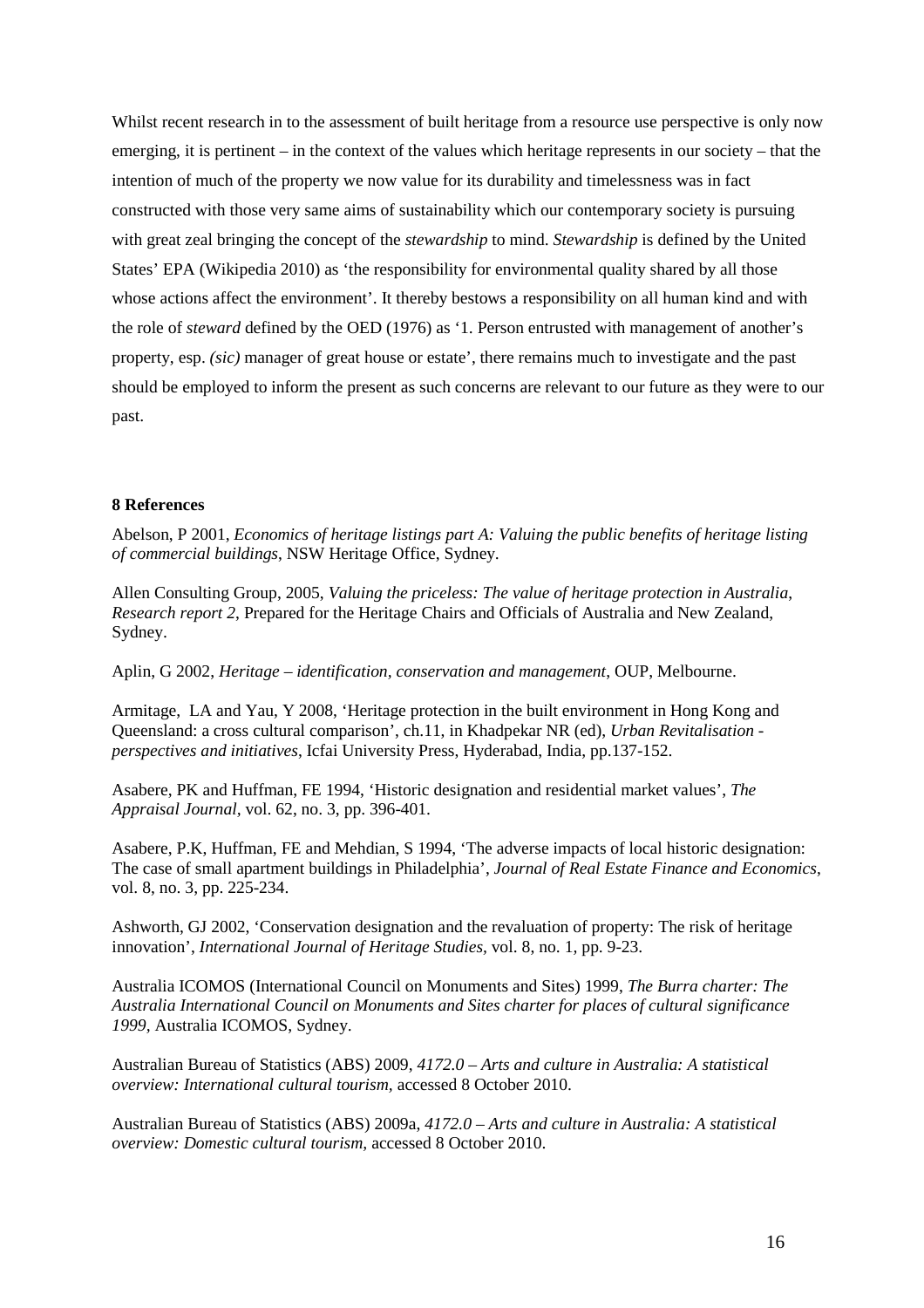Whilst recent research in to the assessment of built heritage from a resource use perspective is only now emerging, it is pertinent – in the context of the values which heritage represents in our society – that the intention of much of the property we now value for its durability and timelessness was in fact constructed with those very same aims of sustainability which our contemporary society is pursuing with great zeal bringing the concept of the *stewardship* to mind. *Stewardship* is defined by the United States' EPA (Wikipedia 2010) as 'the responsibility for environmental quality shared by all those whose actions affect the environment'. It thereby bestows a responsibility on all human kind and with the role of *steward* defined by the OED (1976) as '1. Person entrusted with management of another's property, esp. *(sic)* manager of great house or estate', there remains much to investigate and the past should be employed to inform the present as such concerns are relevant to our future as they were to our past.

## 8 References

Abelson, P 2001, *Economics of heritage listings part A: Valuing the public benefits of heritage listing of commercial buildings*, NSW Heritage Office, Sydney.

Allen Consulting Group, 2005, *Valuing the priceless: The value of heritage protection in Australia*, *Research report 2*, Prepared for the Heritage Chairs and Officials of Australia and New Zealand, Sydney.

Aplin, G 2002, *Heritage – identification, conservation and management*, OUP, Melbourne.

Armitage, LA and Yau, Y 2008, 'Heritage protection in the built environment in Hong Kong and Queensland: a cross cultural comparison', ch.11, in Khadpekar NR (ed), *Urban Revitalisation - perspectives and initiatives*, Icfai University Press, Hyderabad, India, pp.137-152.

Asabere, PK and Huffman, FE 1994, 'Historic designation and residential market values', *The Appraisal Journal*, vol. 62, no. 3, pp. 396-401.

Asabere, P.K, Huffman, FE and Mehdian, S 1994, 'The adverse impacts of local historic designation: The case of small apartment buildings in Philadelphia', *Journal of Real Estate Finance and Economics*, vol. 8, no. 3, pp. 225-234.

Ashworth, GJ 2002, 'Conservation designation and the revaluation of property: The risk of heritage innovation', *International Journal of Heritage Studies*, vol. 8, no. 1, pp. 9-23.

Australia ICOMOS (International Council on Monuments and Sites) 1999, *The Burra charter: The Australia International Council on Monuments and Sites charter for places of cultural significance 1999*, Australia ICOMOS, Sydney.

Australian Bureau of Statistics (ABS) 2009, *4172.0 – Arts and culture in Australia: A statistical overview: International cultural tourism*, accessed 8 October 2010.

Australian Bureau of Statistics (ABS) 2009a, *4172.0 – Arts and culture in Australia: A statistical overview: Domestic cultural tourism*, accessed 8 October 2010.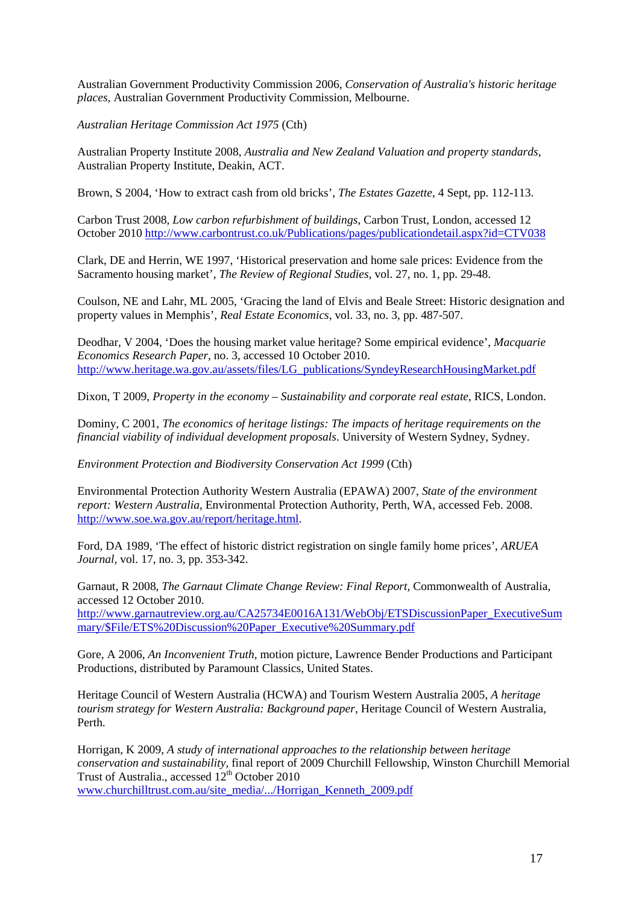Australian Government Productivity Commission 2006, *Conservation of Australia's historic heritage places*, Australian Government Productivity Commission, Melbourne.

*Australian Heritage Commission Act 1975* (Cth)

Australian Property Institute 2008, *Australia and New Zealand Valuation and property standards,* Australian Property Institute, Deakin, ACT.

Brown, S 2004, 'How to extract cash from old bricks', *The Estates Gazette*, 4 Sept, pp. 112-113.

Carbon Trust 2008, *Low carbon refurbishment of buildings*, Carbon Trust, London, accessed 12 October 2010 http://www.carbontrust.co.uk/Publications/pages/publicationdetail.aspx?id=CTV038

Clark, DE and Herrin, WE 1997, 'Historical preservation and home sale prices: Evidence from the Sacramento housing market', *The Review of Regional Studies*, vol. 27, no. 1, pp. 29-48.

Coulson, NE and Lahr, ML 2005, 'Gracing the land of Elvis and Beale Street: Historic designation and property values in Memphis', *Real Estate Economics*, vol. 33, no. 3, pp. 487-507.

Deodhar, V 2004, 'Does the housing market value heritage? Some empirical evidence', *Macquarie Economics Research Paper*, no. 3, accessed 10 October 2010. http://www.heritage.wa.gov.au/assets/files/LG_publications/SyndeyResearchHousingMarket.pdf

Dixon, T 2009, *Property in the economy – Sustainability and corporate real estate*, RICS, London.

Dominy, C 2001, *The economics of heritage listings: The impacts of heritage requirements on the financial viability of individual development proposals*. University of Western Sydney, Sydney.

*Environment Protection and Biodiversity Conservation Act 1999* (Cth)

Environmental Protection Authority Western Australia (EPAWA) 2007, *State of the environment report: Western Australia,* Environmental Protection Authority, Perth, WA, accessed Feb. 2008. http://www.soe.wa.gov.au/report/heritage.html.

Ford, DA 1989, 'The effect of historic district registration on single family home prices', *ARUEA Journal,* vol. 17, no. 3, pp. 353-342.

Garnaut, R 2008, *The Garnaut Climate Change Review: Final Report,* Commonwealth of Australia, accessed 12 October 2010. http://www.garnautreview.org.au/CA25734E0016A131/WebObj/ETSDiscussionPaper_ExecutiveSummary/$File/ETS%20Discussion%20Paper_Executive%20Summary.pdf

Gore, A 2006, *An Inconvenient Truth*, motion picture, Lawrence Bender Productions and Participant Productions, distributed by Paramount Classics, United States.

Heritage Council of Western Australia (HCWA) and Tourism Western Australia 2005, *A heritage tourism strategy for Western Australia: Background paper,* Heritage Council of Western Australia, Perth.

Horrigan, K 2009, *A study of international approaches to the relationship between heritage conservation and sustainability*, final report of 2009 Churchill Fellowship, Winston Churchill Memorial Trust of Australia., accessed 12th October 2010 www.churchilltrust.com.au/site_media/.../Horrigan_Kenneth_2009.pdf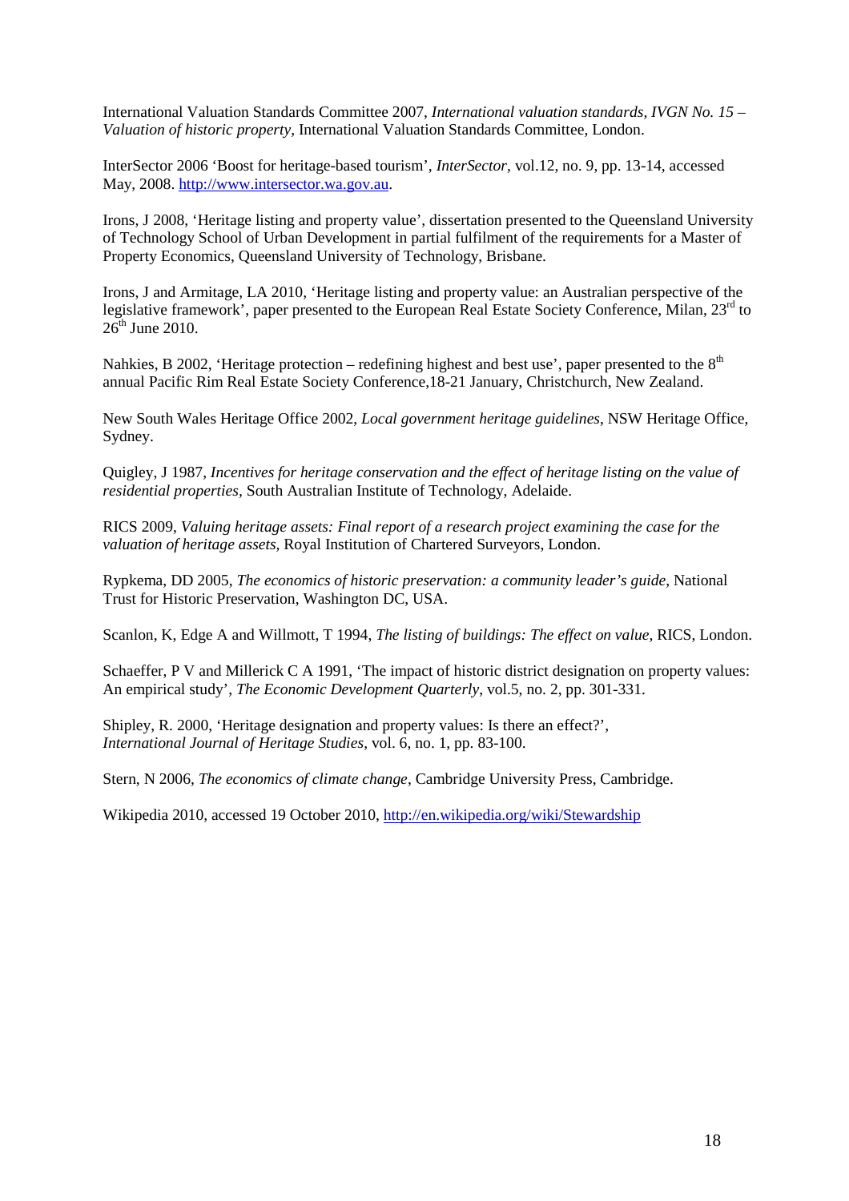International Valuation Standards Committee 2007, *International valuation standards, IVGN No. 15 – Valuation of historic property*, International Valuation Standards Committee, London.

InterSector 2006 'Boost for heritage-based tourism', *InterSector*, vol.12, no. 9, pp. 13-14, accessed May, 2008. http://www.intersector.wa.gov.au.

Irons, J 2008, 'Heritage listing and property value', dissertation presented to the Queensland University of Technology School of Urban Development in partial fulfilment of the requirements for a Master of Property Economics, Queensland University of Technology, Brisbane.

Irons, J and Armitage, LA 2010, 'Heritage listing and property value: an Australian perspective of the legislative framework', paper presented to the European Real Estate Society Conference, Milan, 23rd to 26th June 2010.

Nahkies, B 2002, 'Heritage protection – redefining highest and best use', paper presented to the 8th annual Pacific Rim Real Estate Society Conference,18-21 January, Christchurch, New Zealand.

New South Wales Heritage Office 2002, *Local government heritage guidelines*, NSW Heritage Office, Sydney.

Quigley, J 1987, *Incentives for heritage conservation and the effect of heritage listing on the value of residential properties*, South Australian Institute of Technology, Adelaide.

RICS 2009, *Valuing heritage assets: Final report of a research project examining the case for the valuation of heritage assets*, Royal Institution of Chartered Surveyors, London.

Rypkema, DD 2005, *The economics of historic preservation: a community leader's guide,* National Trust for Historic Preservation, Washington DC, USA.

Scanlon, K, Edge A and Willmott, T 1994, *The listing of buildings: The effect on value*, RICS, London.

Schaeffer, P V and Millerick C A 1991, 'The impact of historic district designation on property values: An empirical study', *The Economic Development Quarterly*, vol.5, no. 2, pp. 301-331.

Shipley, R. 2000, 'Heritage designation and property values: Is there an effect?', *International Journal of Heritage Studies*, vol. 6, no. 1, pp. 83-100.

Stern, N 2006, *The economics of climate change*, Cambridge University Press, Cambridge.

Wikipedia 2010, accessed 19 October 2010, http://en.wikipedia.org/wiki/Stewardship